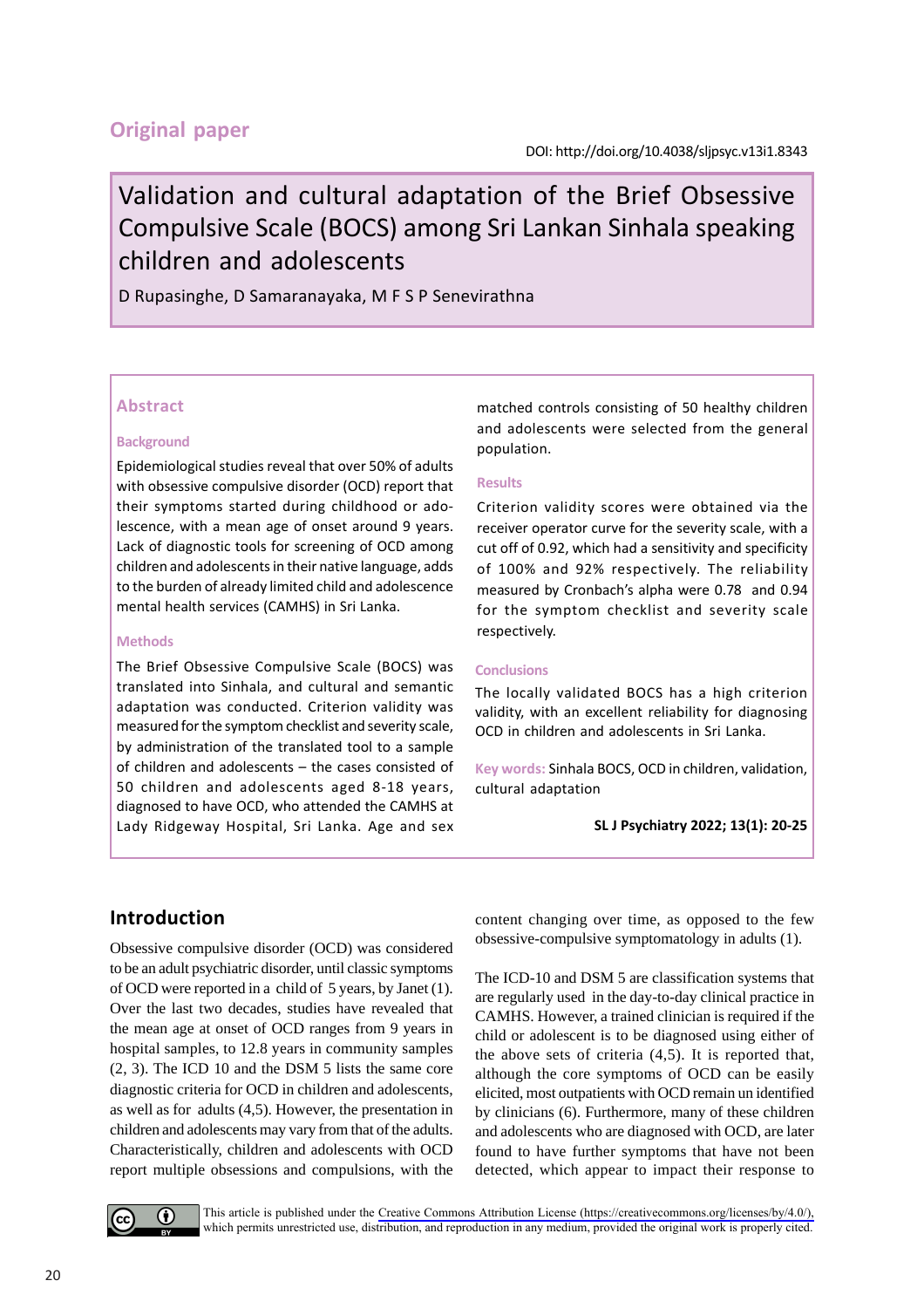Original paper

DOI: http://doi.org/10.4038/sljpsyc.v13i1.8343

# Validation and cultural adaptation of the Brief Obsessive Compulsive Scale (BOCS) among Sri Lankan Sinhala speaking children and adolescents

D Rupasinghe, D Samaranayaka, M F S P Senevirathna

## Abstract

### Background

Epidemiological studies reveal that over 50% of adults with obsessive compulsive disorder (OCD) report that their symptoms started during childhood or adolescence, with a mean age of onset around 9 years. Lack of diagnostic tools for screening of OCD among children and adolescents in their native language, adds to the burden of already limited child and adolescence mental health services (CAMHS) in Sri Lanka.

### Methods

The Brief Obsessive Compulsive Scale (BOCS) was translated into Sinhala, and cultural and semantic adaptation was conducted. Criterion validity was measured for the symptom checklist and severity scale, by administration of the translated tool to a sample of children and adolescents – the cases consisted of 50 children and adolescents aged 8-18 years, diagnosed to have OCD, who attended the CAMHS at Lady Ridgeway Hospital, Sri Lanka. Age and sex matched controls consisting of 50 healthy children and adolescents were selected from the general population.

### Results

Criterion validity scores were obtained via the receiver operator curve for the severity scale, with a cut off of 0.92, which had a sensitivity and specificity of 100% and 92% respectively. The reliability measured by Cronbach's alpha were 0.78 and 0.94 for the symptom checklist and severity scale respectively.

### Conclusions

The locally validated BOCS has a high criterion validity, with an excellent reliability for diagnosing OCD in children and adolescents in Sri Lanka.

**Key words:** Sinhala BOCS, OCD in children, validation, cultural adaptation

**SL J Psychiatry 2022; 13(1): 20-25**

## Introduction

Obsessive compulsive disorder (OCD) was considered to be an adult psychiatric disorder, until classic symptoms of OCD were reported in a child of 5 years, by Janet (1). Over the last two decades, studies have revealed that the mean age at onset of OCD ranges from 9 years in hospital samples, to 12.8 years in community samples (2, 3). The ICD 10 and the DSM 5 lists the same core diagnostic criteria for OCD in children and adolescents, as well as for adults (4,5). However, the presentation in children and adolescents may vary from that of the adults. Characteristically, children and adolescents with OCD report multiple obsessions and compulsions, with the content changing over time, as opposed to the few obsessive-compulsive symptomatology in adults (1).

The ICD-10 and DSM 5 are classification systems that are regularly used in the day-to-day clinical practice in CAMHS. However, a trained clinician is required if the child or adolescent is to be diagnosed using either of the above sets of criteria (4,5). It is reported that, although the core symptoms of OCD can be easily elicited, most outpatients with OCD remain un identified by clinicians (6). Furthermore, many of these children and adolescents who are diagnosed with OCD, are later found to have further symptoms that have not been detected, which appear to impact their response to

This article is published under the Creative Commons Attribution License (https://creativecommons.org/licenses/by/4.0/), which permits unrestricted use, distribution, and reproduction in any medium, provided the original work is properly cited.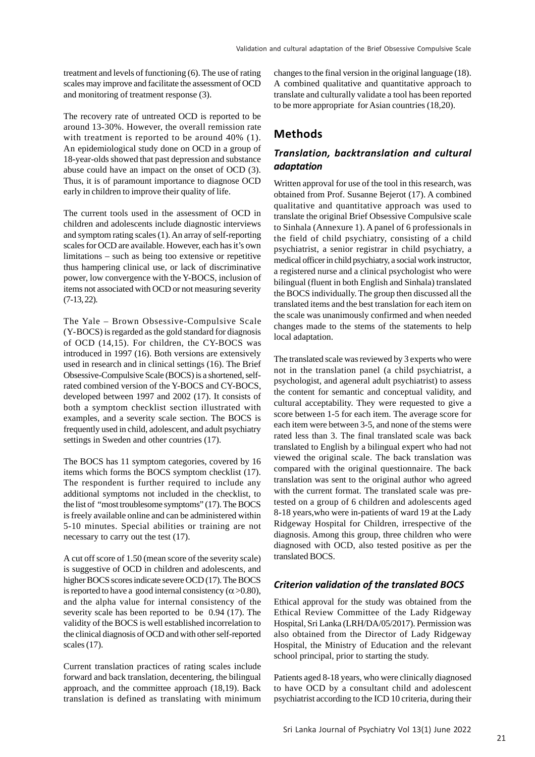treatment and levels of functioning (6). The use of rating scales may improve and facilitate the assessment of OCD and monitoring of treatment response (3).

The recovery rate of untreated OCD is reported to be around 13-30%. However, the overall remission rate with treatment is reported to be around 40% (1). An epidemiological study done on OCD in a group of 18-year-olds showed that past depression and substance abuse could have an impact on the onset of OCD (3). Thus, it is of paramount importance to diagnose OCD early in children to improve their quality of life.

The current tools used in the assessment of OCD in children and adolescents include diagnostic interviews and symptom rating scales (1). An array of self-reporting scales for OCD are available. However, each has it's own limitations – such as being too extensive or repetitive thus hampering clinical use, or lack of discriminative power, low convergence with the Y-BOCS, inclusion of items not associated with OCD or not measuring severity (7-13, 22).

The Yale – Brown Obsessive-Compulsive Scale (Y-BOCS) is regarded as the gold standard for diagnosis of OCD (14,15). For children, the CY-BOCS was introduced in 1997 (16). Both versions are extensively used in research and in clinical settings (16). The Brief Obsessive-Compulsive Scale (BOCS) is a shortened, self-rated combined version of the Y-BOCS and CY-BOCS, developed between 1997 and 2002 (17). It consists of both a symptom checklist section illustrated with examples, and a severity scale section. The BOCS is frequently used in child, adolescent, and adult psychiatry settings in Sweden and other countries (17).

The BOCS has 11 symptom categories, covered by 16 items which forms the BOCS symptom checklist (17). The respondent is further required to include any additional symptoms not included in the checklist, to the list of "most troublesome symptoms" (17). The BOCS is freely available online and can be administered within 5-10 minutes. Special abilities or training are not necessary to carry out the test (17).

A cut off score of 1.50 (mean score of the severity scale) is suggestive of OCD in children and adolescents, and higher BOCS scores indicate severe OCD (17). The BOCS is reported to have a good internal consistency ($\alpha$>0.80), and the alpha value for internal consistency of the severity scale has been reported to be 0.94 (17). The validity of the BOCS is well established incorrelation to the clinical diagnosis of OCD and with other self-reported scales (17).

Current translation practices of rating scales include forward and back translation, decentering, the bilingual approach, and the committee approach (18,19). Back translation is defined as translating with minimum changes to the final version in the original language (18). A combined qualitative and quantitative approach to translate and culturally validate a tool has been reported to be more appropriate for Asian countries (18,20).

## Methods

### *Translation, backtranslation and cultural adaptation*

Written approval for use of the tool in this research, was obtained from Prof. Susanne Bejerot (17). A combined qualitative and quantitative approach was used to translate the original Brief Obsessive Compulsive scale to Sinhala (Annexure 1). A panel of 6 professionals in the field of child psychiatry, consisting of a child psychiatrist, a senior registrar in child psychiatry, a medical officer in child psychiatry, a social work instructor, a registered nurse and a clinical psychologist who were bilingual (fluent in both English and Sinhala) translated the BOCS individually. The group then discussed all the translated items and the best translation for each item on the scale was unanimously confirmed and when needed changes made to the stems of the statements to help local adaptation.

The translated scale was reviewed by 3 experts who were not in the translation panel (a child psychiatrist, a psychologist, and ageneral adult psychiatrist) to assess the content for semantic and conceptual validity, and cultural acceptability. They were requested to give a score between 1-5 for each item. The average score for each item were between 3-5, and none of the stems were rated less than 3. The final translated scale was back translated to English by a bilingual expert who had not viewed the original scale. The back translation was compared with the original questionnaire. The back translation was sent to the original author who agreed with the current format. The translated scale was pre-tested on a group of 6 children and adolescents aged 8-18 years,who were in-patients of ward 19 at the Lady Ridgeway Hospital for Children, irrespective of the diagnosis. Among this group, three children who were diagnosed with OCD, also tested positive as per the translated BOCS.

### *Criterion validation of the translated BOCS*

Ethical approval for the study was obtained from the Ethical Review Committee of the Lady Ridgeway Hospital, Sri Lanka (LRH/DA/05/2017). Permission was also obtained from the Director of Lady Ridgeway Hospital, the Ministry of Education and the relevant school principal, prior to starting the study.

Patients aged 8-18 years, who were clinically diagnosed to have OCD by a consultant child and adolescent psychiatrist according to the ICD 10 criteria, during their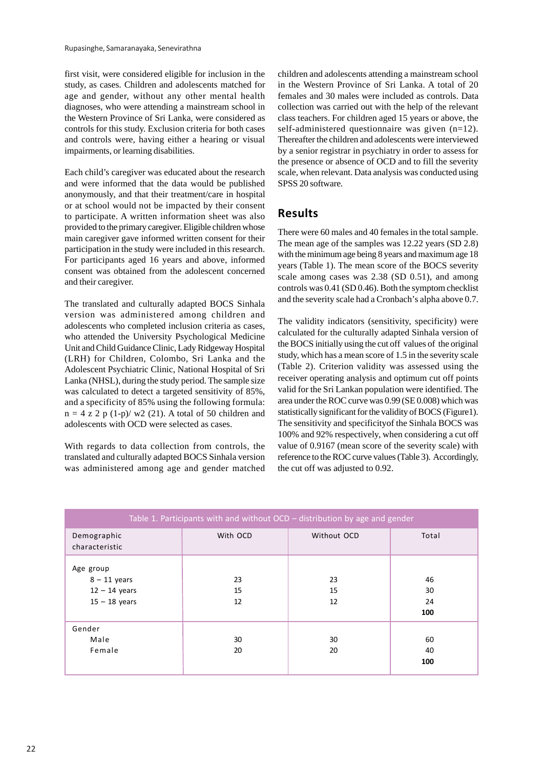first visit, were considered eligible for inclusion in the study, as cases. Children and adolescents matched for age and gender, without any other mental health diagnoses, who were attending a mainstream school in the Western Province of Sri Lanka, were considered as controls for this study. Exclusion criteria for both cases and controls were, having either a hearing or visual impairments, or learning disabilities.

Each child's caregiver was educated about the research and were informed that the data would be published anonymously, and that their treatment/care in hospital or at school would not be impacted by their consent to participate. A written information sheet was also provided to the primary caregiver. Eligible children whose main caregiver gave informed written consent for their participation in the study were included in this research. For participants aged 16 years and above, informed consent was obtained from the adolescent concerned and their caregiver.

The translated and culturally adapted BOCS Sinhala version was administered among children and adolescents who completed inclusion criteria as cases, who attended the University Psychological Medicine Unit and Child Guidance Clinic, Lady Ridgeway Hospital (LRH) for Children, Colombo, Sri Lanka and the Adolescent Psychiatric Clinic, National Hospital of Sri Lanka (NHSL), during the study period. The sample size was calculated to detect a targeted sensitivity of 85%, and a specificity of 85% using the following formula: n = 4 z 2 p (1-p)/ w2 (21). A total of 50 children and adolescents with OCD were selected as cases.

With regards to data collection from controls, the translated and culturally adapted BOCS Sinhala version was administered among age and gender matched children and adolescents attending a mainstream school in the Western Province of Sri Lanka. A total of 20 females and 30 males were included as controls. Data collection was carried out with the help of the relevant class teachers. For children aged 15 years or above, the self-administered questionnaire was given (n=12). Thereafter the children and adolescents were interviewed by a senior registrar in psychiatry in order to assess for the presence or absence of OCD and to fill the severity scale, when relevant. Data analysis was conducted using SPSS 20 software.

## Results

There were 60 males and 40 females in the total sample. The mean age of the samples was 12.22 years (SD 2.8) with the minimum age being 8 years and maximum age 18 years (Table 1). The mean score of the BOCS severity scale among cases was 2.38 (SD 0.51), and among controls was 0.41 (SD 0.46). Both the symptom checklist and the severity scale had a Cronbach's alpha above 0.7.

The validity indicators (sensitivity, specificity) were calculated for the culturally adapted Sinhala version of the BOCS initially using the cut off values of the original study, which has a mean score of 1.5 in the severity scale (Table 2). Criterion validity was assessed using the receiver operating analysis and optimum cut off points valid for the Sri Lankan population were identified. The area under the ROC curve was 0.99 (SE 0.008) which was statistically significant for the validity of BOCS (Figure1). The sensitivity and specificityof the Sinhala BOCS was 100% and 92% respectively, when considering a cut off value of 0.9167 (mean score of the severity scale) with reference to the ROC curve values (Table 3). Accordingly, the cut off was adjusted to 0.92.

Table 1. Participants with and without OCD – distribution by age and gender

| Demographic characteristic | With OCD | Without OCD | Total |
|---|---|---|---|
| Age group | | | |
| 8 – 11 years | 23 | 23 | 46 |
| 12 – 14 years | 15 | 15 | 30 |
| 15 – 18 years | 12 | 12 | 24 |
| | | | **100** |
| Gender | | | |
| Male | 30 | 30 | 60 |
| Female | 20 | 20 | 40 |
| | | | **100** |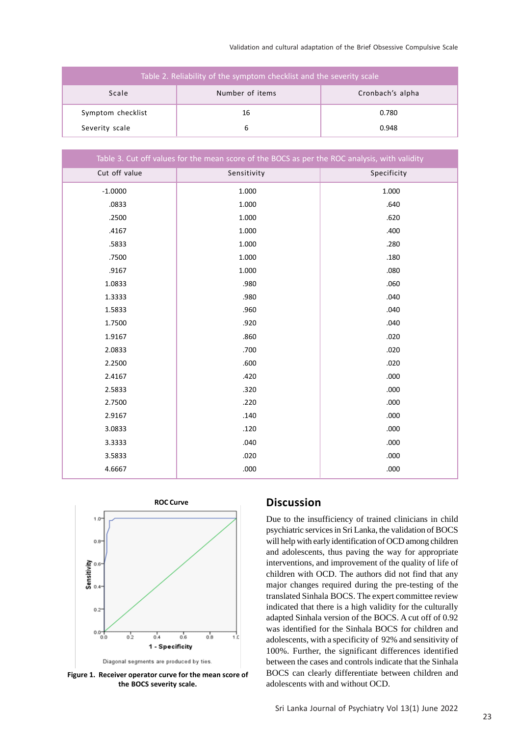| Table 2. Reliability of the symptom checklist and the severity scale | | |
|---|---|---|
| Scale | Number of items | Cronbach's alpha |
| Symptom checklist | 16 | 0.780 |
| Severity scale | 6 | 0.948 |

| Table 3. Cut off values for the mean score of the BOCS as per the ROC analysis, with validity | | |
|---|---|---|
| Cut off value | Sensitivity | Specificity |
| -1.0000 | 1.000 | 1.000 |
| .0833 | 1.000 | .640 |
| .2500 | 1.000 | .620 |
| .4167 | 1.000 | .400 |
| .5833 | 1.000 | .280 |
| .7500 | 1.000 | .180 |
| .9167 | 1.000 | .080 |
| 1.0833 | .980 | .060 |
| 1.3333 | .980 | .040 |
| 1.5833 | .960 | .040 |
| 1.7500 | .920 | .040 |
| 1.9167 | .860 | .020 |
| 2.0833 | .700 | .020 |
| 2.2500 | .600 | .020 |
| 2.4167 | .420 | .000 |
| 2.5833 | .320 | .000 |
| 2.7500 | .220 | .000 |
| 2.9167 | .140 | .000 |
| 3.0833 | .120 | .000 |
| 3.3333 | .040 | .000 |
| 3.5833 | .020 | .000 |
| 4.6667 | .000 | .000 |

**Figure 1. Receiver operator curve for the mean score of the BOCS severity scale.**

## Discussion

Due to the insufficiency of trained clinicians in child psychiatric services in Sri Lanka, the validation of BOCS will help with early identification of OCD among children and adolescents, thus paving the way for appropriate interventions, and improvement of the quality of life of children with OCD. The authors did not find that any major changes required during the pre-testing of the translated Sinhala BOCS. The expert committee review indicated that there is a high validity for the culturally adapted Sinhala version of the BOCS. A cut off of 0.92 was identified for the Sinhala BOCS for children and adolescents, with a specificity of 92% and sensitivity of 100%. Further, the significant differences identified between the cases and controls indicate that the Sinhala BOCS can clearly differentiate between children and adolescents with and without OCD.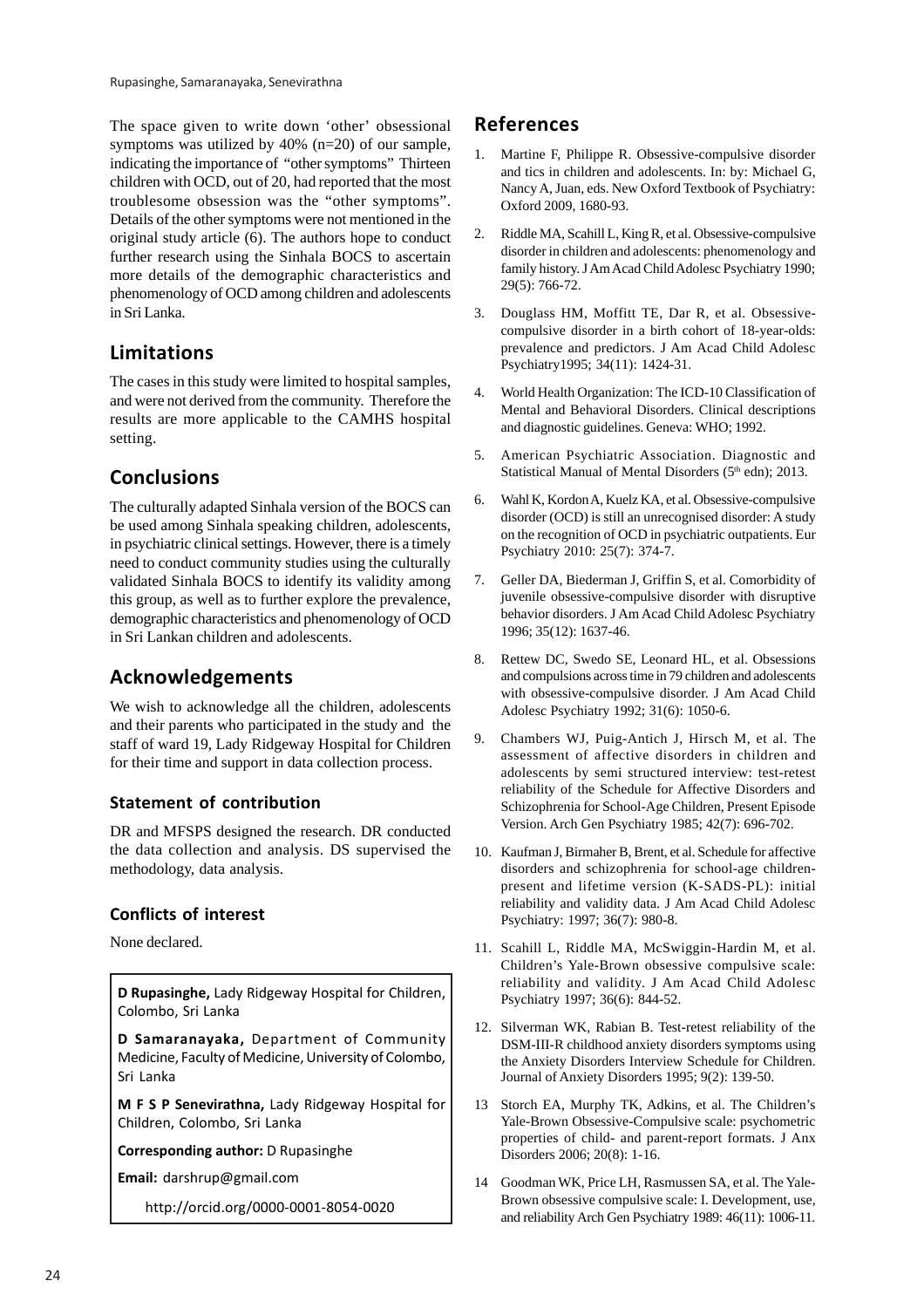The space given to write down 'other' obsessional symptoms was utilized by 40% (n=20) of our sample, indicating the importance of "other symptoms" Thirteen children with OCD, out of 20, had reported that the most troublesome obsession was the "other symptoms". Details of the other symptoms were not mentioned in the original study article (6). The authors hope to conduct further research using the Sinhala BOCS to ascertain more details of the demographic characteristics and phenomenology of OCD among children and adolescents in Sri Lanka.

## Limitations

The cases in this study were limited to hospital samples, and were not derived from the community. Therefore the results are more applicable to the CAMHS hospital setting.

## Conclusions

The culturally adapted Sinhala version of the BOCS can be used among Sinhala speaking children, adolescents, in psychiatric clinical settings. However, there is a timely need to conduct community studies using the culturally validated Sinhala BOCS to identify its validity among this group, as well as to further explore the prevalence, demographic characteristics and phenomenology of OCD in Sri Lankan children and adolescents.

## Acknowledgements

We wish to acknowledge all the children, adolescents and their parents who participated in the study and the staff of ward 19, Lady Ridgeway Hospital for Children for their time and support in data collection process.

### Statement of contribution

DR and MFSPS designed the research. DR conducted the data collection and analysis. DS supervised the methodology, data analysis.

### Conflicts of interest

None declared.

**D Rupasinghe,** Lady Ridgeway Hospital for Children, Colombo, Sri Lanka

**D Samaranayaka,** Department of Community Medicine, Faculty of Medicine, University of Colombo, Sri Lanka

**M F S P Senevirathna,** Lady Ridgeway Hospital for Children, Colombo, Sri Lanka

**Corresponding author:** D Rupasinghe

**Email:** darshrup@gmail.com

http://orcid.org/0000-0001-8054-0020

## References

1. Martine F, Philippe R. Obsessive-compulsive disorder and tics in children and adolescents. In: by: Michael G, Nancy A, Juan, eds. New Oxford Textbook of Psychiatry: Oxford 2009, 1680-93.
2. Riddle MA, Scahill L, King R, et al. Obsessive-compulsive disorder in children and adolescents: phenomenology and family history. J Am Acad Child Adolesc Psychiatry 1990; 29(5): 766-72.
3. Douglass HM, Moffitt TE, Dar R, et al. Obsessive-compulsive disorder in a birth cohort of 18-year-olds: prevalence and predictors. J Am Acad Child Adolesc Psychiatry1995; 34(11): 1424-31.
4. World Health Organization: The ICD-10 Classification of Mental and Behavioral Disorders. Clinical descriptions and diagnostic guidelines. Geneva: WHO; 1992.
5. American Psychiatric Association. Diagnostic and Statistical Manual of Mental Disorders (5th edn); 2013.
6. Wahl K, Kordon A, Kuelz KA, et al. Obsessive-compulsive disorder (OCD) is still an unrecognised disorder: A study on the recognition of OCD in psychiatric outpatients. Eur Psychiatry 2010: 25(7): 374-7.
7. Geller DA, Biederman J, Griffin S, et al. Comorbidity of juvenile obsessive-compulsive disorder with disruptive behavior disorders. J Am Acad Child Adolesc Psychiatry 1996; 35(12): 1637-46.
8. Rettew DC, Swedo SE, Leonard HL, et al. Obsessions and compulsions across time in 79 children and adolescents with obsessive-compulsive disorder. J Am Acad Child Adolesc Psychiatry 1992; 31(6): 1050-6.
9. Chambers WJ, Puig-Antich J, Hirsch M, et al. The assessment of affective disorders in children and adolescents by semi structured interview: test-retest reliability of the Schedule for Affective Disorders and Schizophrenia for School-Age Children, Present Episode Version. Arch Gen Psychiatry 1985; 42(7): 696-702.
10. Kaufman J, Birmaher B, Brent, et al. Schedule for affective disorders and schizophrenia for school-age children-present and lifetime version (K-SADS-PL): initial reliability and validity data. J Am Acad Child Adolesc Psychiatry: 1997; 36(7): 980-8.
11. Scahill L, Riddle MA, McSwiggin-Hardin M, et al. Children's Yale-Brown obsessive compulsive scale: reliability and validity. J Am Acad Child Adolesc Psychiatry 1997; 36(6): 844-52.
12. Silverman WK, Rabian B. Test-retest reliability of the DSM-III-R childhood anxiety disorders symptoms using the Anxiety Disorders Interview Schedule for Children. Journal of Anxiety Disorders 1995; 9(2): 139-50.
13. Storch EA, Murphy TK, Adkins, et al. The Children's Yale-Brown Obsessive-Compulsive scale: psychometric properties of child- and parent-report formats. J Anx Disorders 2006; 20(8): 1-16.
14. Goodman WK, Price LH, Rasmussen SA, et al. The Yale-Brown obsessive compulsive scale: I. Development, use, and reliability Arch Gen Psychiatry 1989: 46(11): 1006-11.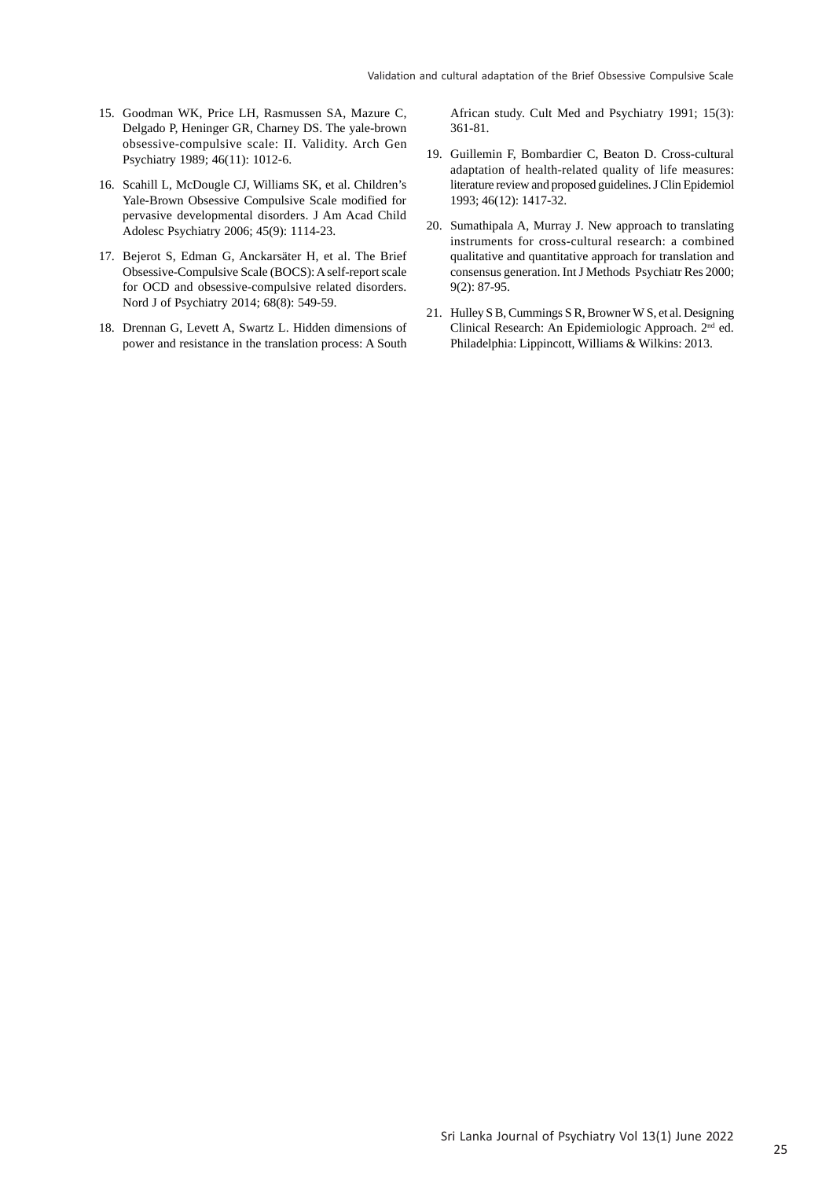15. Goodman WK, Price LH, Rasmussen SA, Mazure C, Delgado P, Heninger GR, Charney DS. The yale-brown obsessive-compulsive scale: II. Validity. Arch Gen Psychiatry 1989; 46(11): 1012-6.

16. Scahill L, McDougle CJ, Williams SK, et al. Children's Yale-Brown Obsessive Compulsive Scale modified for pervasive developmental disorders. J Am Acad Child Adolesc Psychiatry 2006; 45(9): 1114-23.

17. Bejerot S, Edman G, Anckarsäter H, et al. The Brief Obsessive-Compulsive Scale (BOCS): A self-report scale for OCD and obsessive-compulsive related disorders. Nord J of Psychiatry 2014; 68(8): 549-59.

18. Drennan G, Levett A, Swartz L. Hidden dimensions of power and resistance in the translation process: A South African study. Cult Med and Psychiatry 1991; 15(3): 361-81.

19. Guillemin F, Bombardier C, Beaton D. Cross-cultural adaptation of health-related quality of life measures: literature review and proposed guidelines. J Clin Epidemiol 1993; 46(12): 1417-32.

20. Sumathipala A, Murray J. New approach to translating instruments for cross-cultural research: a combined qualitative and quantitative approach for translation and consensus generation. Int J Methods Psychiatr Res 2000; 9(2): 87-95.

21. Hulley S B, Cummings S R, Browner W S, et al. Designing Clinical Research: An Epidemiologic Approach. 2nd ed. Philadelphia: Lippincott, Williams & Wilkins: 2013.